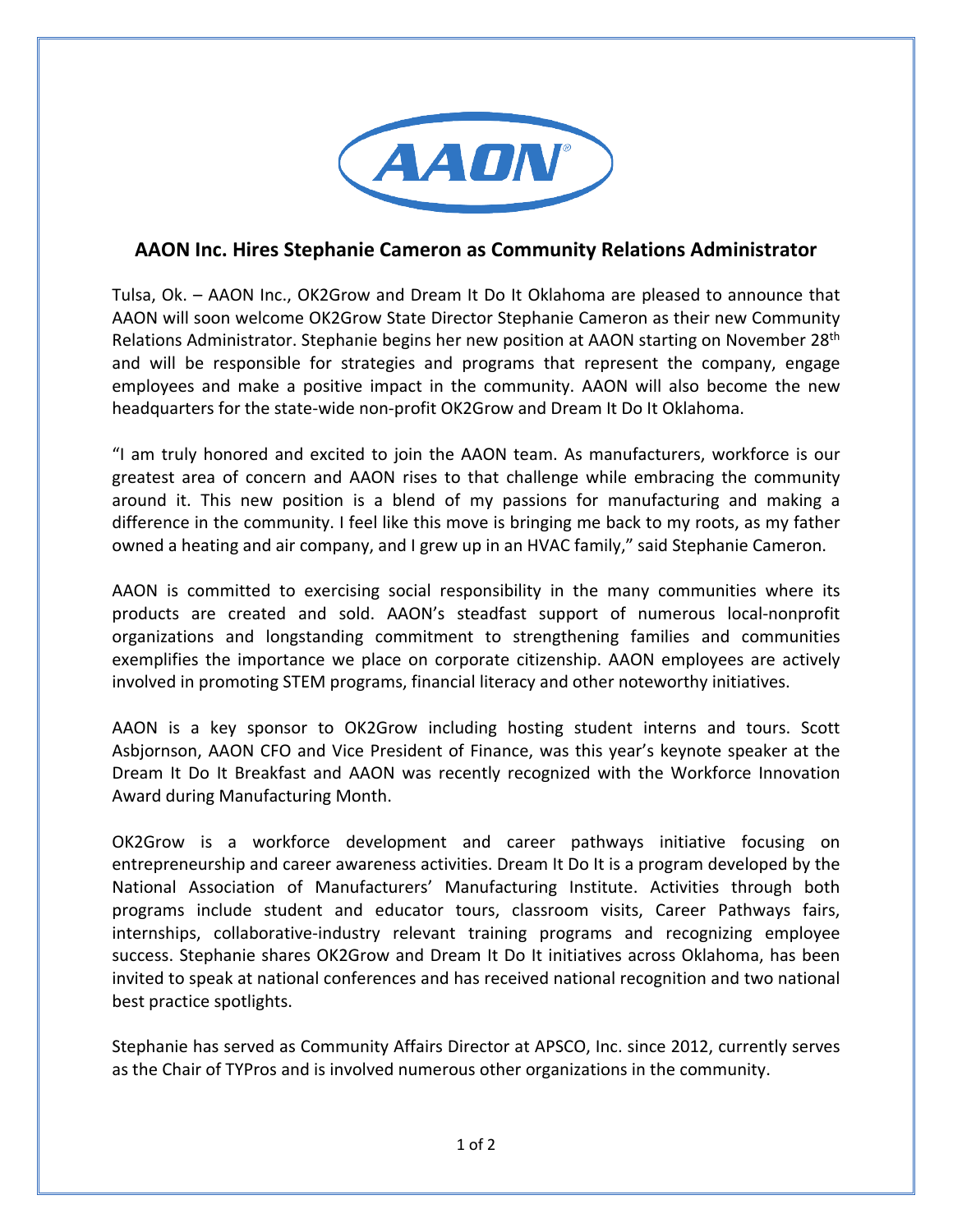# AAON Inc. Hires Stephanie Cameron as Community Relations Administrator

Tulsa, Ok. – AAON Inc., OK2Grow and Dream It Do It Oklahoma are pleased to announce that AAON will soon welcome OK2Grow State Director Stephanie Cameron as their new Community Relations Administrator. Stephanie begins her new position at AAON starting on November 28th and will be responsible for strategies and programs that represent the company, engage employees and make a positive impact in the community. AAON will also become the new headquarters for the state-wide non-profit OK2Grow and Dream It Do It Oklahoma.

"I am truly honored and excited to join the AAON team. As manufacturers, workforce is our greatest area of concern and AAON rises to that challenge while embracing the community around it. This new position is a blend of my passions for manufacturing and making a difference in the community. I feel like this move is bringing me back to my roots, as my father owned a heating and air company, and I grew up in an HVAC family," said Stephanie Cameron.

AAON is committed to exercising social responsibility in the many communities where its products are created and sold. AAON's steadfast support of numerous local-nonprofit organizations and longstanding commitment to strengthening families and communities exemplifies the importance we place on corporate citizenship. AAON employees are actively involved in promoting STEM programs, financial literacy and other noteworthy initiatives.

AAON is a key sponsor to OK2Grow including hosting student interns and tours. Scott Asbjornson, AAON CFO and Vice President of Finance, was this year's keynote speaker at the Dream It Do It Breakfast and AAON was recently recognized with the Workforce Innovation Award during Manufacturing Month.

OK2Grow is a workforce development and career pathways initiative focusing on entrepreneurship and career awareness activities. Dream It Do It is a program developed by the National Association of Manufacturers' Manufacturing Institute. Activities through both programs include student and educator tours, classroom visits, Career Pathways fairs, internships, collaborative-industry relevant training programs and recognizing employee success. Stephanie shares OK2Grow and Dream It Do It initiatives across Oklahoma, has been invited to speak at national conferences and has received national recognition and two national best practice spotlights.

Stephanie has served as Community Affairs Director at APSCO, Inc. since 2012, currently serves as the Chair of TYPros and is involved numerous other organizations in the community.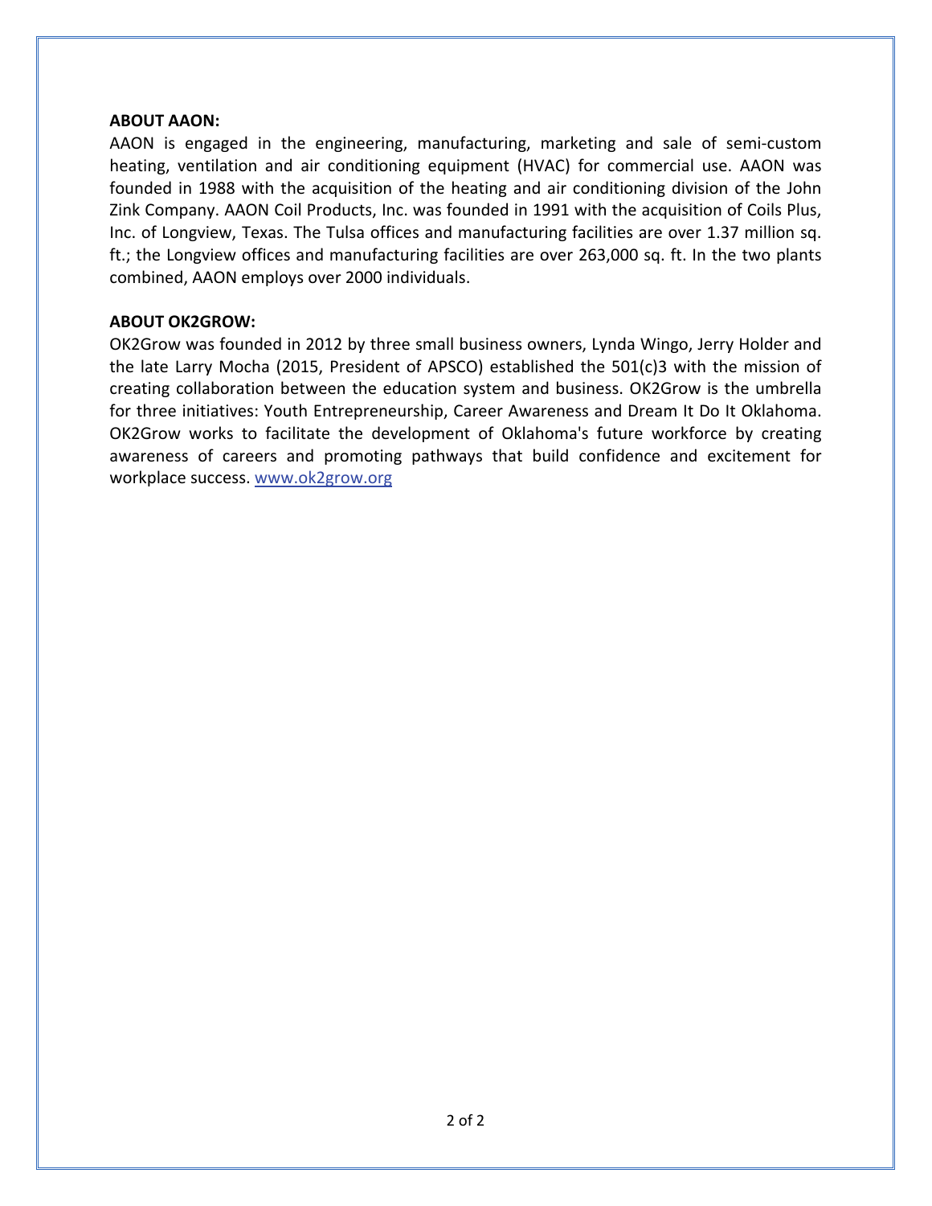**ABOUT AAON:**

AAON is engaged in the engineering, manufacturing, marketing and sale of semi-custom heating, ventilation and air conditioning equipment (HVAC) for commercial use. AAON was founded in 1988 with the acquisition of the heating and air conditioning division of the John Zink Company. AAON Coil Products, Inc. was founded in 1991 with the acquisition of Coils Plus, Inc. of Longview, Texas. The Tulsa offices and manufacturing facilities are over 1.37 million sq. ft.; the Longview offices and manufacturing facilities are over 263,000 sq. ft. In the two plants combined, AAON employs over 2000 individuals.

**ABOUT OK2GROW:**

OK2Grow was founded in 2012 by three small business owners, Lynda Wingo, Jerry Holder and the late Larry Mocha (2015, President of APSCO) established the 501(c)3 with the mission of creating collaboration between the education system and business. OK2Grow is the umbrella for three initiatives: Youth Entrepreneurship, Career Awareness and Dream It Do It Oklahoma. OK2Grow works to facilitate the development of Oklahoma's future workforce by creating awareness of careers and promoting pathways that build confidence and excitement for workplace success. [www.ok2grow.org](http://www.ok2grow.org)